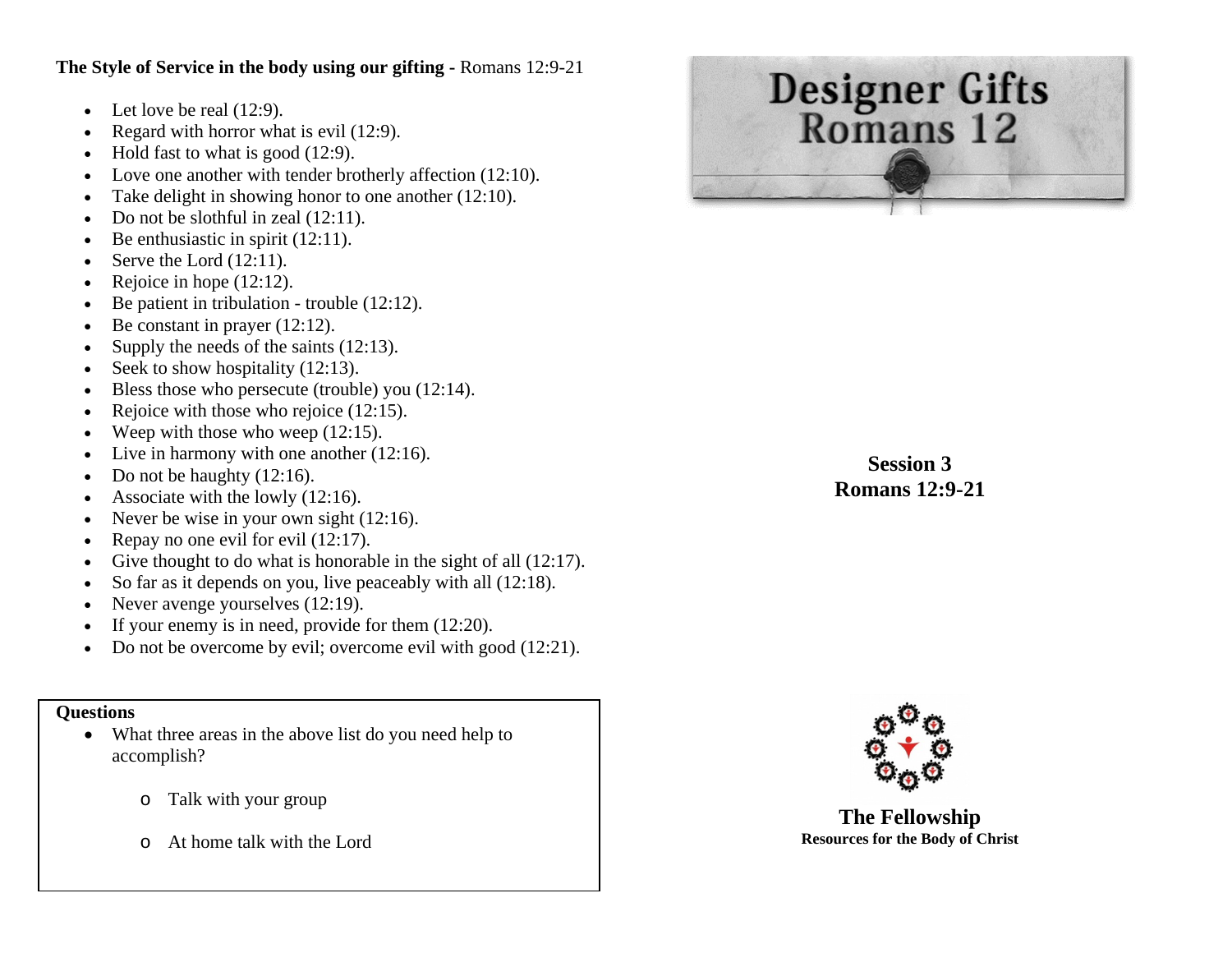**The Style of Service in the body using our gifting** - Romans 12:9-21

- Let love be real (12:9).
- Regard with horror what is evil (12:9).
- Hold fast to what is good (12:9).
- Love one another with tender brotherly affection (12:10).
- Take delight in showing honor to one another (12:10).
- Do not be slothful in zeal (12:11).
- Be enthusiastic in spirit (12:11).
- Serve the Lord (12:11).
- Rejoice in hope (12:12).
- Be patient in tribulation - trouble (12:12).
- Be constant in prayer (12:12).
- Supply the needs of the saints (12:13).
- Seek to show hospitality (12:13).
- Bless those who persecute (trouble) you (12:14).
- Rejoice with those who rejoice (12:15).
- Weep with those who weep (12:15).
- Live in harmony with one another (12:16).
- Do not be haughty (12:16).
- Associate with the lowly (12:16).
- Never be wise in your own sight (12:16).
- Repay no one evil for evil (12:17).
- Give thought to do what is honorable in the sight of all (12:17).
- So far as it depends on you, live peaceably with all (12:18).
- Never avenge yourselves (12:19).
- If your enemy is in need, provide for them (12:20).
- Do not be overcome by evil; overcome evil with good (12:21).

**Questions**

- What three areas in the above list do you need help to accomplish?
  - Talk with your group
  - At home talk with the Lord

# Designer Gifts
# Romans 12

**Session 3**
**Romans 12:9-21**

**The Fellowship**
**Resources for the Body of Christ**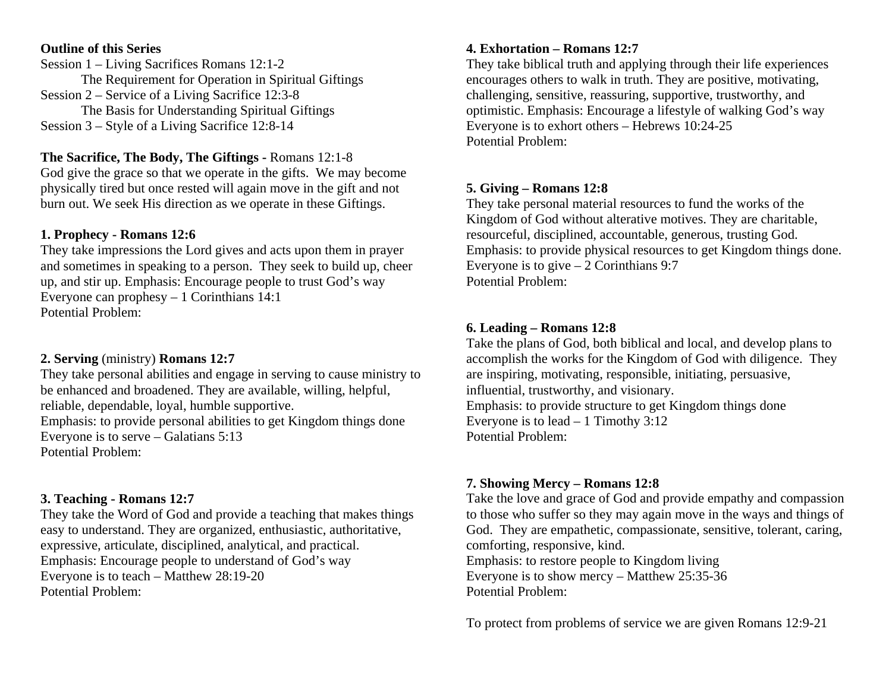**Outline of this Series**

Session 1 – Living Sacrifices Romans 12:1-2

The Requirement for Operation in Spiritual Giftings

Session 2 – Service of a Living Sacrifice 12:3-8

The Basis for Understanding Spiritual Giftings

Session 3 – Style of a Living Sacrifice 12:8-14

**The Sacrifice, The Body, The Giftings -** Romans 12:1-8
God give the grace so that we operate in the gifts. We may become physically tired but once rested will again move in the gift and not burn out. We seek His direction as we operate in these Giftings.

**1. Prophecy - Romans 12:6**
They take impressions the Lord gives and acts upon them in prayer and sometimes in speaking to a person. They seek to build up, cheer up, and stir up. Emphasis: Encourage people to trust God's way
Everyone can prophesy – 1 Corinthians 14:1
Potential Problem:

**2. Serving** (ministry) **Romans 12:7**
They take personal abilities and engage in serving to cause ministry to be enhanced and broadened. They are available, willing, helpful, reliable, dependable, loyal, humble supportive.
Emphasis: to provide personal abilities to get Kingdom things done
Everyone is to serve – Galatians 5:13
Potential Problem:

**3. Teaching - Romans 12:7**
They take the Word of God and provide a teaching that makes things easy to understand. They are organized, enthusiastic, authoritative, expressive, articulate, disciplined, analytical, and practical.
Emphasis: Encourage people to understand of God's way
Everyone is to teach – Matthew 28:19-20
Potential Problem:

**4. Exhortation – Romans 12:7**
They take biblical truth and applying through their life experiences encourages others to walk in truth. They are positive, motivating, challenging, sensitive, reassuring, supportive, trustworthy, and optimistic. Emphasis: Encourage a lifestyle of walking God's way
Everyone is to exhort others – Hebrews 10:24-25
Potential Problem:

**5. Giving – Romans 12:8**
They take personal material resources to fund the works of the Kingdom of God without alterative motives. They are charitable, resourceful, disciplined, accountable, generous, trusting God.
Emphasis: to provide physical resources to get Kingdom things done.
Everyone is to give – 2 Corinthians 9:7
Potential Problem:

**6. Leading – Romans 12:8**
Take the plans of God, both biblical and local, and develop plans to accomplish the works for the Kingdom of God with diligence. They are inspiring, motivating, responsible, initiating, persuasive, influential, trustworthy, and visionary.
Emphasis: to provide structure to get Kingdom things done
Everyone is to lead – 1 Timothy 3:12
Potential Problem:

**7. Showing Mercy – Romans 12:8**
Take the love and grace of God and provide empathy and compassion to those who suffer so they may again move in the ways and things of God. They are empathetic, compassionate, sensitive, tolerant, caring, comforting, responsive, kind.
Emphasis: to restore people to Kingdom living
Everyone is to show mercy – Matthew 25:35-36
Potential Problem:

To protect from problems of service we are given Romans 12:9-21